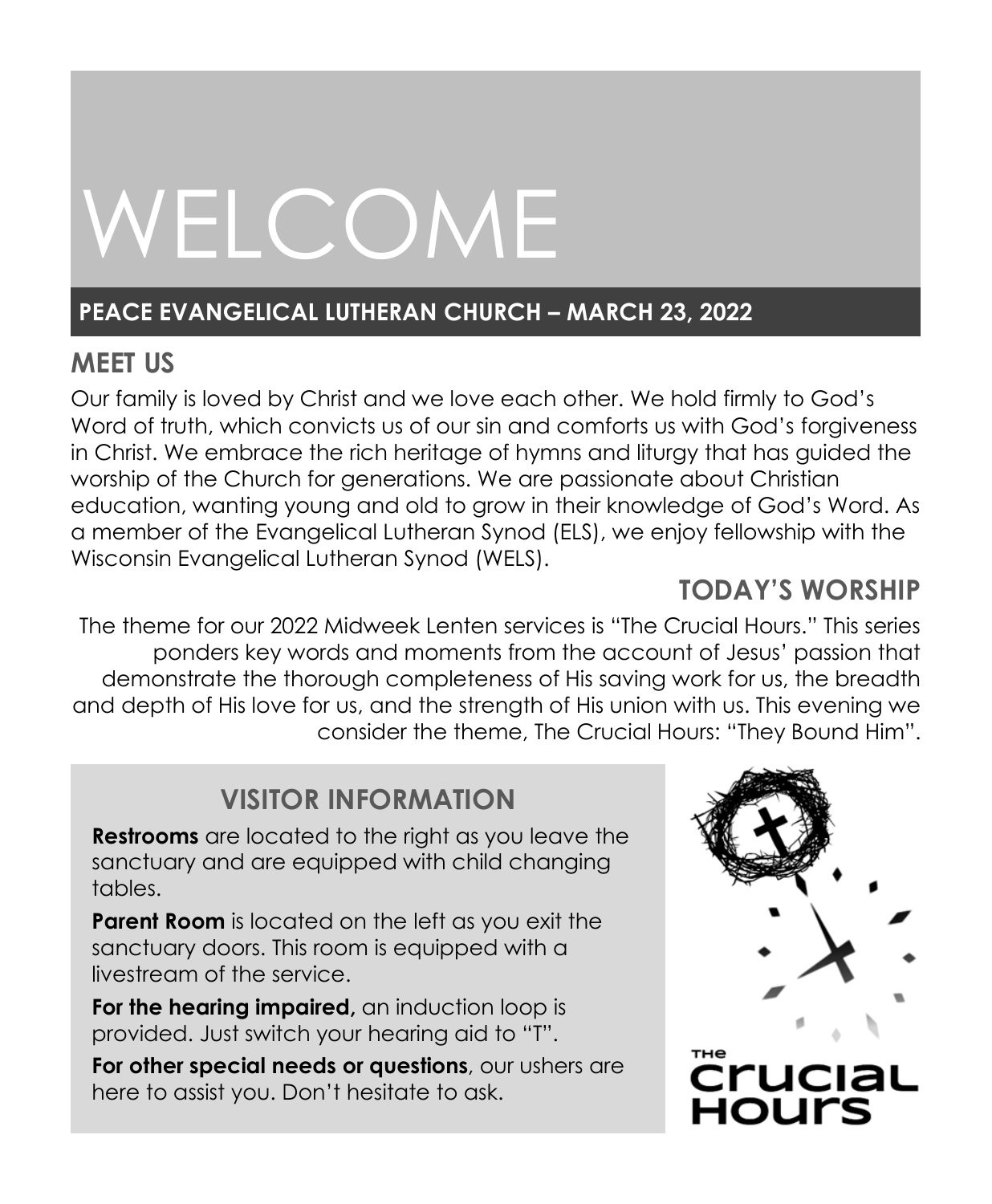# WELCOME

## PEACE EVANGELICAL LUTHERAN CHURCH – MARCH 23, 2022

## MEET US

Our family is loved by Christ and we love each other. We hold firmly to God's Word of truth, which convicts us of our sin and comforts us with God's forgiveness in Christ. We embrace the rich heritage of hymns and liturgy that has guided the worship of the Church for generations. We are passionate about Christian education, wanting young and old to grow in their knowledge of God's Word. As a member of the Evangelical Lutheran Synod (ELS), we enjoy fellowship with the Wisconsin Evangelical Lutheran Synod (WELS).

## TODAY'S WORSHIP

The theme for our 2022 Midweek Lenten services is "The Crucial Hours." This series ponders key words and moments from the account of Jesus' passion that demonstrate the thorough completeness of His saving work for us, the breadth and depth of His love for us, and the strength of His union with us. This evening we consider the theme, The Crucial Hours: "They Bound Him".

## VISITOR INFORMATION

**Restrooms** are located to the right as you leave the sanctuary and are equipped with child changing tables.

**Parent Room** is located on the left as you exit the sanctuary doors. This room is equipped with a livestream of the service.

**For the hearing impaired,** an induction loop is provided. Just switch your hearing aid to "T".

**For other special needs or questions**, our ushers are here to assist you. Don't hesitate to ask.

THE Crucial Hours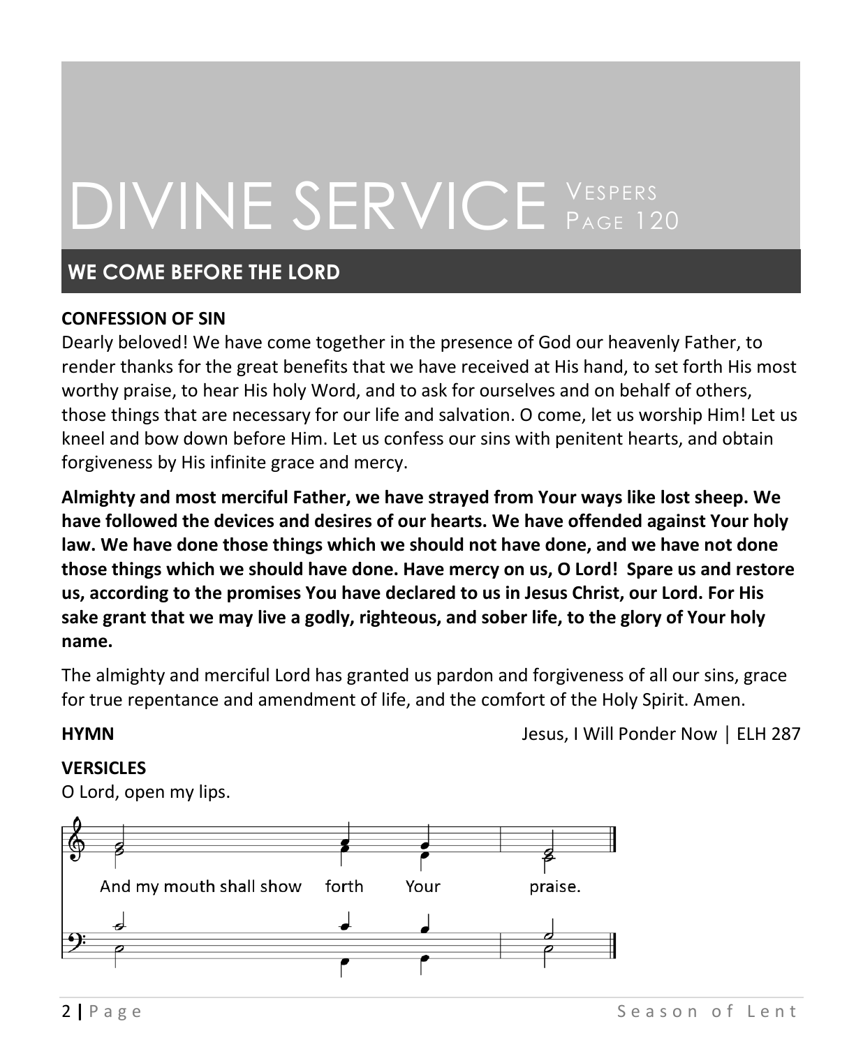# DIVINE SERVICE Vespers Page 120

## WE COME BEFORE THE LORD

**CONFESSION OF SIN**

Dearly beloved! We have come together in the presence of God our heavenly Father, to render thanks for the great benefits that we have received at His hand, to set forth His most worthy praise, to hear His holy Word, and to ask for ourselves and on behalf of others, those things that are necessary for our life and salvation. O come, let us worship Him! Let us kneel and bow down before Him. Let us confess our sins with penitent hearts, and obtain forgiveness by His infinite grace and mercy.

**Almighty and most merciful Father, we have strayed from Your ways like lost sheep. We have followed the devices and desires of our hearts. We have offended against Your holy law. We have done those things which we should not have done, and we have not done those things which we should have done. Have mercy on us, O Lord! Spare us and restore us, according to the promises You have declared to us in Jesus Christ, our Lord. For His sake grant that we may live a godly, righteous, and sober life, to the glory of Your holy name.**

The almighty and merciful Lord has granted us pardon and forgiveness of all our sins, grace for true repentance and amendment of life, and the comfort of the Holy Spirit. Amen.

**HYMN** Jesus, I Will Ponder Now | ELH 287

**VERSICLES**

O Lord, open my lips.

And my mouth shall show forth Your praise.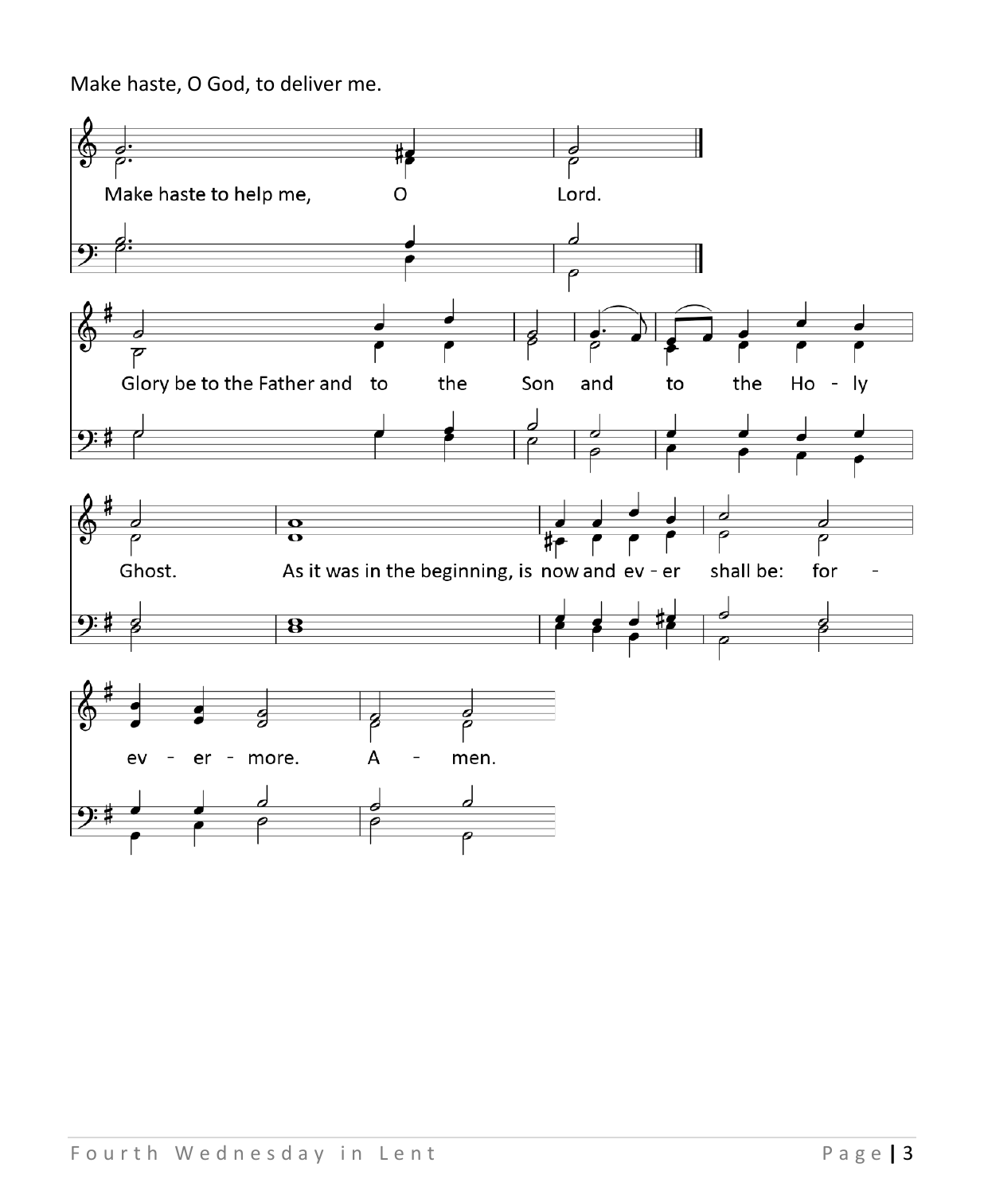Make haste, O God, to deliver me.

Make haste to help me, O Lord.

Glory be to the Father and to the Son and to the Ho - ly Ghost. As it was in the beginning, is now and ev - er shall be: for - ev - er - more. A - men.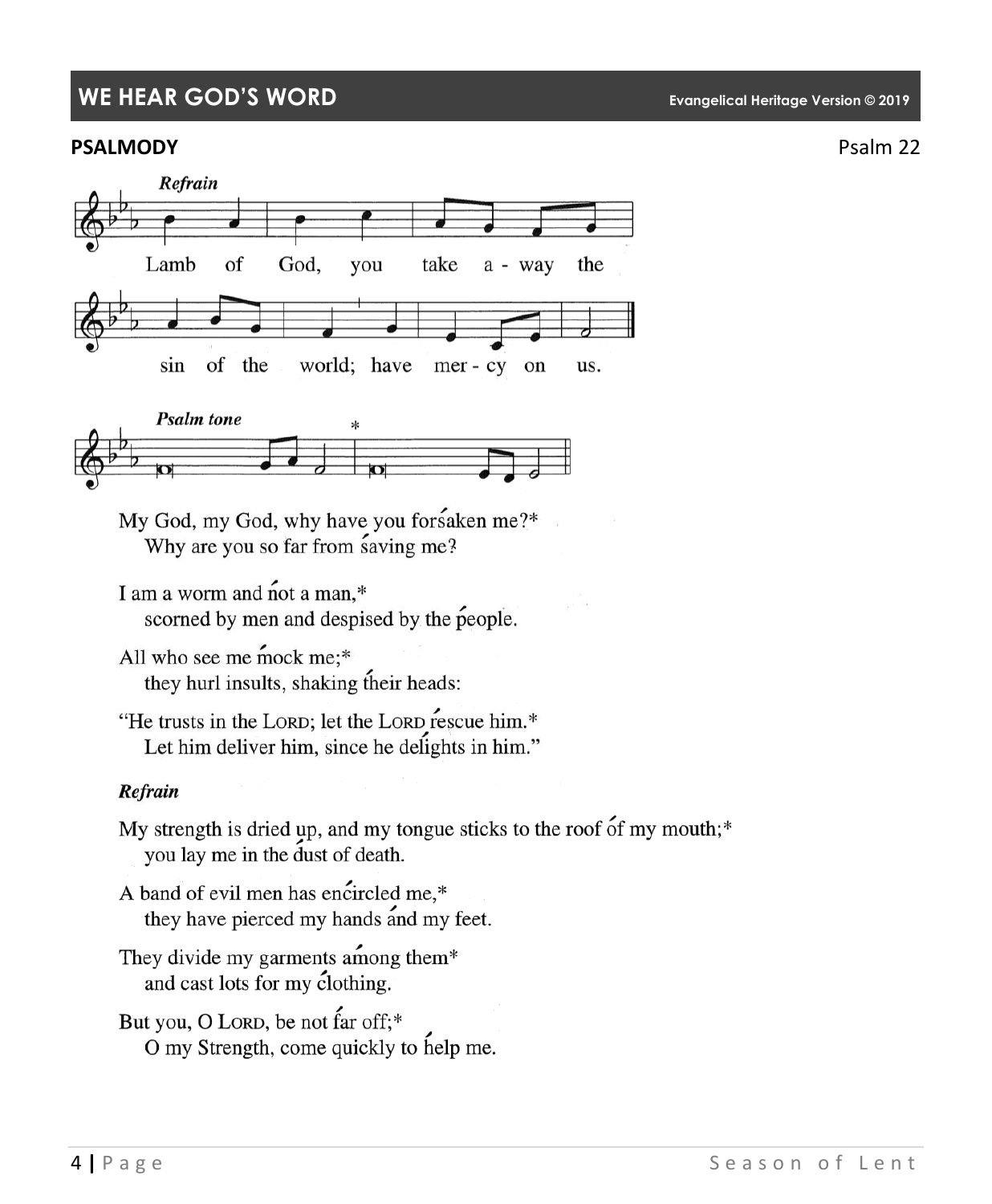## WE HEAR GOD'S WORD

Evangelical Heritage Version © 2019

**PSALMODY** Psalm 22

*Refrain*

Lamb of God, you take a-way the sin of the world; have mer-cy on us.

*Psalm tone*

My God, my God, why have you forsaken me?*
  Why are you so far from saving me?

I am a worm and not a man,*
  scorned by men and despised by the people.

All who see me mock me;*
  they hurl insults, shaking their heads:

"He trusts in the LORD; let the LORD rescue him.*
  Let him deliver him, since he delights in him."

***Refrain***

My strength is dried up, and my tongue sticks to the roof of my mouth;*
  you lay me in the dust of death.

A band of evil men has encircled me,*
  they have pierced my hands and my feet.

They divide my garments among them*
  and cast lots for my clothing.

But you, O LORD, be not far off;*
  O my Strength, come quickly to help me.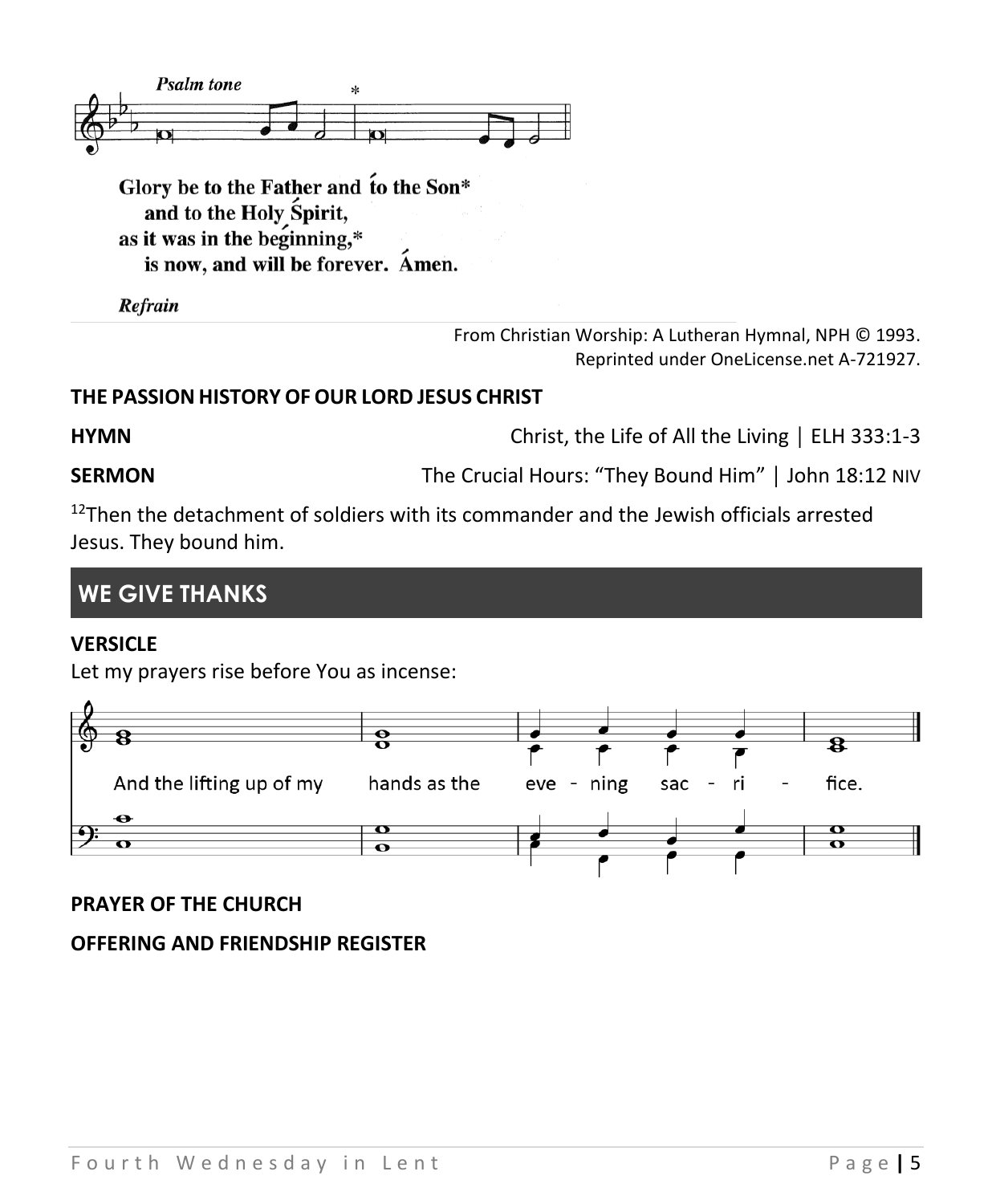*Psalm tone*

Glory be to the Father and tó the Son*
and to the Holy Śpirit,
as it was in the beǵinning,*
is now, and will be forever. Ámen.

*Refrain*

From Christian Worship: A Lutheran Hymnal, NPH © 1993.
Reprinted under OneLicense.net A-721927.

**THE PASSION HISTORY OF OUR LORD JESUS CHRIST**

**HYMN** Christ, the Life of All the Living | ELH 333:1-3

**SERMON** The Crucial Hours: "They Bound Him" | John 18:12 NIV

[12]Then the detachment of soldiers with its commander and the Jewish officials arrested Jesus. They bound him.

## WE GIVE THANKS

**VERSICLE**

Let my prayers rise before You as incense:

And the lifting up of my hands as the eve - ning sac - ri - fice.

**PRAYER OF THE CHURCH**

**OFFERING AND FRIENDSHIP REGISTER**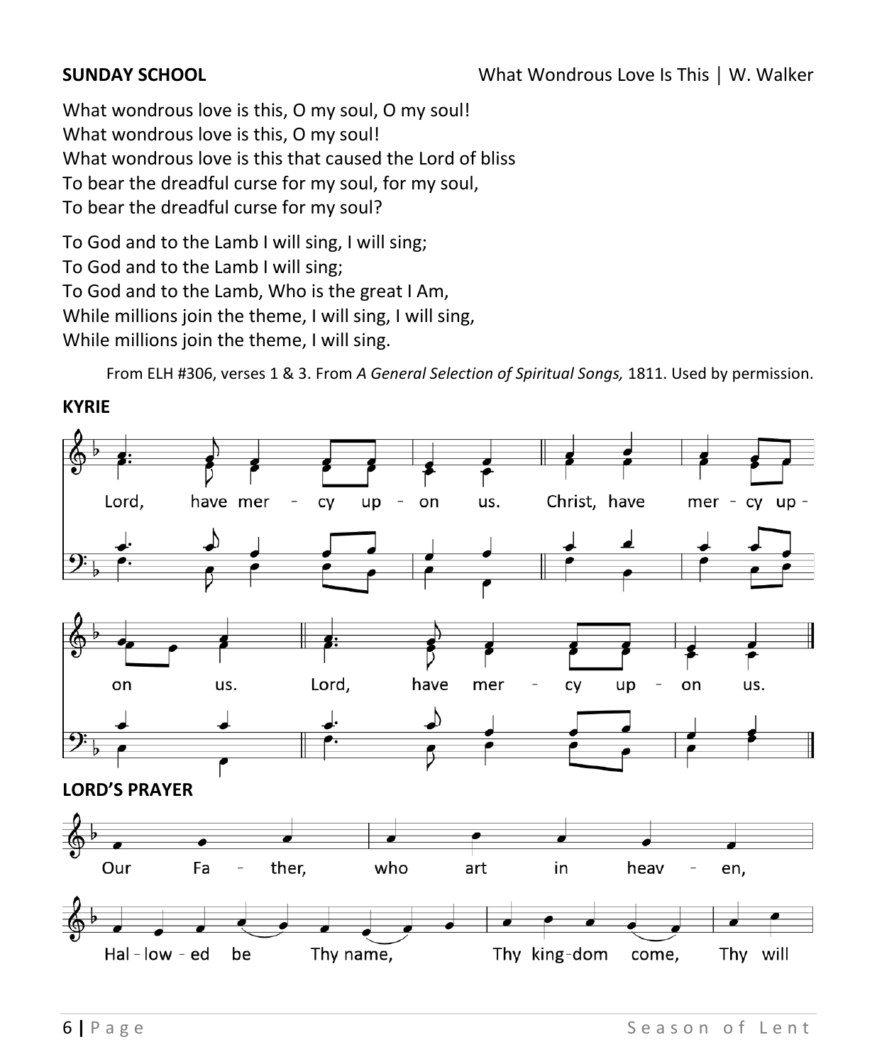**SUNDAY SCHOOL** What Wondrous Love Is This | W. Walker

What wondrous love is this, O my soul, O my soul!
What wondrous love is this, O my soul!
What wondrous love is this that caused the Lord of bliss
To bear the dreadful curse for my soul, for my soul,
To bear the dreadful curse for my soul?

To God and to the Lamb I will sing, I will sing;
To God and to the Lamb I will sing;
To God and to the Lamb, Who is the great I Am,
While millions join the theme, I will sing, I will sing,
While millions join the theme, I will sing.

From ELH #306, verses 1 & 3. From *A General Selection of Spiritual Songs,* 1811. Used by permission.

**KYRIE**

Lord, have mer - cy up - on us. Christ, have mer - cy up - on us. Lord, have mer - cy up - on us.

**LORD'S PRAYER**

Our Fa - ther, who art in heav - en,

Hal - low - ed be Thy name, Thy king-dom come, Thy will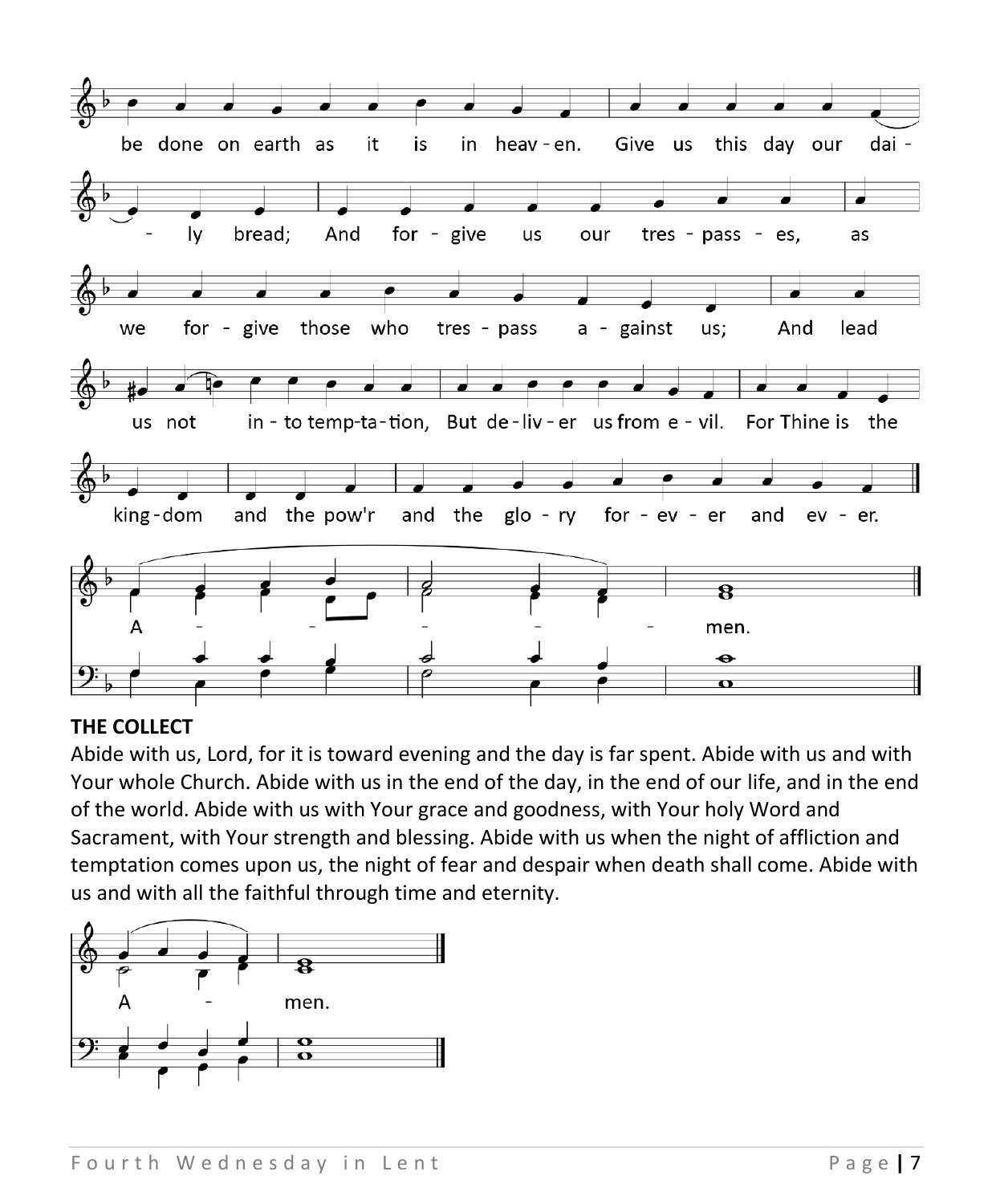be done on earth as it is in heav - en. Give us this day our dai - ly bread; And for - give us our tres - pass - es, as we for - give those who tres - pass a - gainst us; And lead us not in - to temp-ta-tion, But de - liv - er us from e - vil. For Thine is the king-dom and the pow'r and the glo - ry for - ev - er and ev - er.

A - - - - - men.

**THE COLLECT**

Abide with us, Lord, for it is toward evening and the day is far spent. Abide with us and with Your whole Church. Abide with us in the end of the day, in the end of our life, and in the end of the world. Abide with us with Your grace and goodness, with Your holy Word and Sacrament, with Your strength and blessing. Abide with us when the night of affliction and temptation comes upon us, the night of fear and despair when death shall come. Abide with us and with all the faithful through time and eternity.

A - men.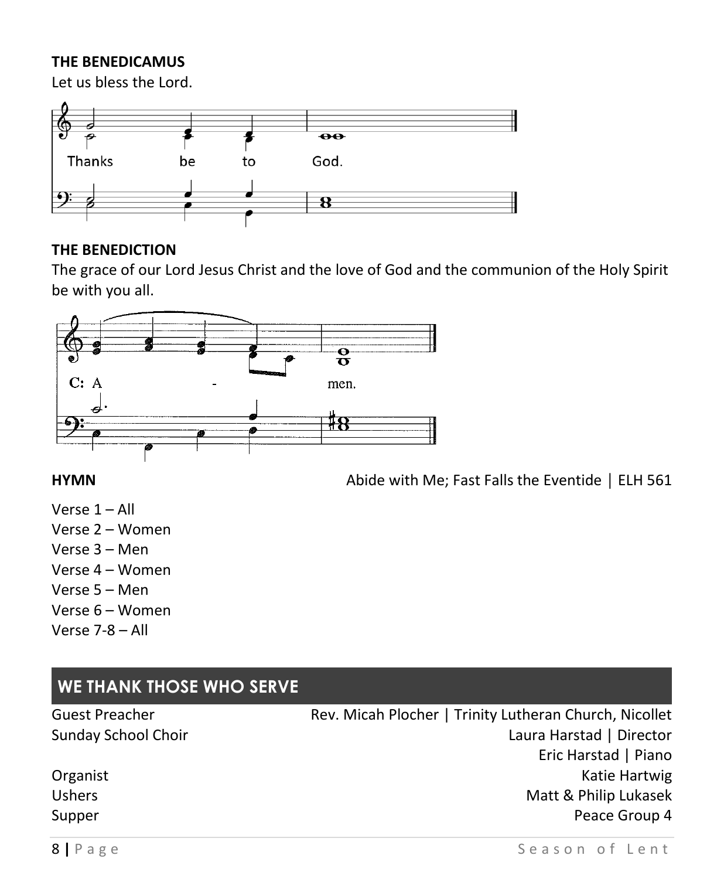**THE BENEDICAMUS**

Let us bless the Lord.

Thanks be to God.

**THE BENEDICTION**

The grace of our Lord Jesus Christ and the love of God and the communion of the Holy Spirit be with you all.

C: Amen.

**HYMN** Abide with Me; Fast Falls the Eventide | ELH 561

Verse 1 – All
Verse 2 – Women
Verse 3 – Men
Verse 4 – Women
Verse 5 – Men
Verse 6 – Women
Verse 7-8 – All

## WE THANK THOSE WHO SERVE

| | |
|---|---|
| Guest Preacher | Rev. Micah Plocher \| Trinity Lutheran Church, Nicollet |
| Sunday School Choir | Laura Harstad \| Director |
| | Eric Harstad \| Piano |
| Organist | Katie Hartwig |
| Ushers | Matt & Philip Lukasek |
| Supper | Peace Group 4 |